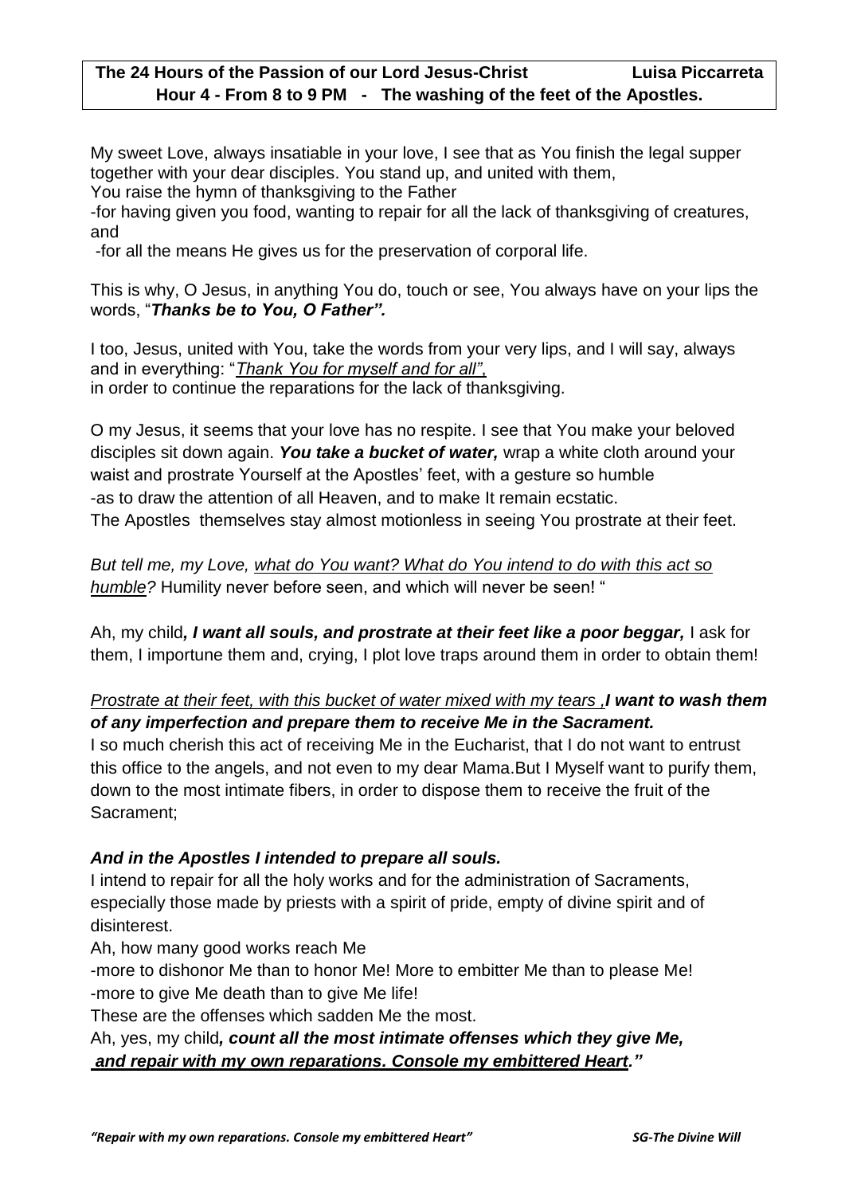**The 24 Hours of the Passion of our Lord Jesus-Christ Luisa Piccarreta**
**Hour 4 - From 8 to 9 PM - The washing of the feet of the Apostles.**

My sweet Love, always insatiable in your love, I see that as You finish the legal supper together with your dear disciples. You stand up, and united with them,
You raise the hymn of thanksgiving to the Father
-for having given you food, wanting to repair for all the lack of thanksgiving of creatures, and
-for all the means He gives us for the preservation of corporal life.

This is why, O Jesus, in anything You do, touch or see, You always have on your lips the words, "***Thanks be to You, O Father".***

I too, Jesus, united with You, take the words from your very lips, and I will say, always and in everything: "*Thank You for myself and for all"*,
in order to continue the reparations for the lack of thanksgiving.

O my Jesus, it seems that your love has no respite. I see that You make your beloved disciples sit down again. ***You take a bucket of water,*** wrap a white cloth around your waist and prostrate Yourself at the Apostles' feet, with a gesture so humble
-as to draw the attention of all Heaven, and to make It remain ecstatic.
The Apostles themselves stay almost motionless in seeing You prostrate at their feet.

*But tell me, my Love, what do You want? What do You intend to do with this act so humble?* Humility never before seen, and which will never be seen! "

Ah, my child***, I want all souls, and prostrate at their feet like a poor beggar,*** I ask for them, I importune them and, crying, I plot love traps around them in order to obtain them!

*Prostrate at their feet, with this bucket of water mixed with my tears ,**I want to wash them of any imperfection and prepare them to receive Me in the Sacrament.***
I so much cherish this act of receiving Me in the Eucharist, that I do not want to entrust this office to the angels, and not even to my dear Mama.But I Myself want to purify them, down to the most intimate fibers, in order to dispose them to receive the fruit of the Sacrament;

***And in the Apostles I intended to prepare all souls.***
I intend to repair for all the holy works and for the administration of Sacraments, especially those made by priests with a spirit of pride, empty of divine spirit and of disinterest.
Ah, how many good works reach Me
-more to dishonor Me than to honor Me! More to embitter Me than to please Me!
-more to give Me death than to give Me life!
These are the offenses which sadden Me the most.
Ah, yes, my child***, count all the most intimate offenses which they give Me,***
***and repair with my own reparations. Console my embittered Heart."***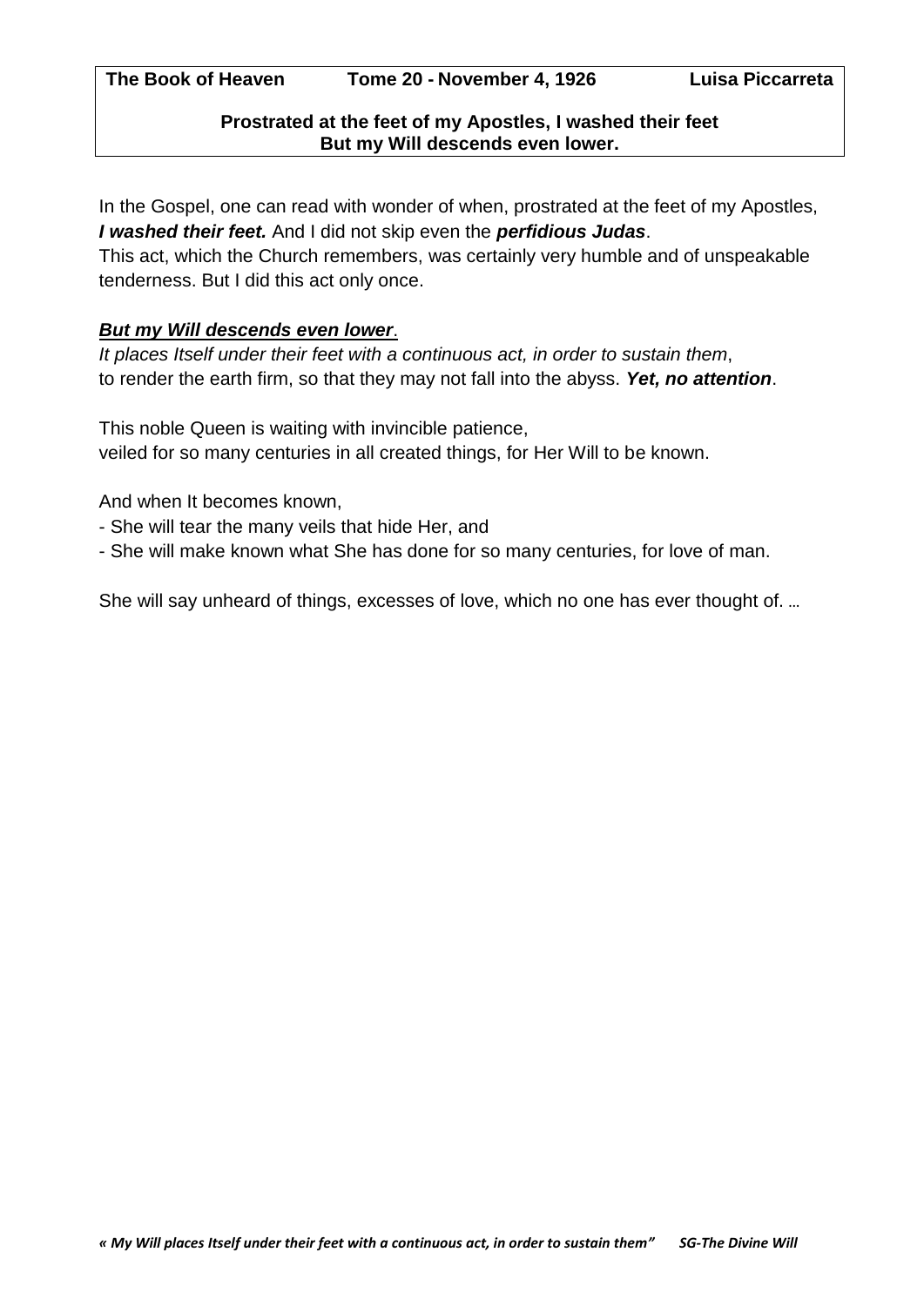**The Book of Heaven** **Tome 20 - November 4, 1926** **Luisa Piccarreta**

**Prostrated at the feet of my Apostles, I washed their feet**
**But my Will descends even lower.**

In the Gospel, one can read with wonder of when, prostrated at the feet of my Apostles, ***I washed their feet.*** And I did not skip even the ***perfidious Judas***.
This act, which the Church remembers, was certainly very humble and of unspeakable tenderness. But I did this act only once.

***<u>But my Will descends even lower</u>***.
*It places Itself under their feet with a continuous act, in order to sustain them*,
to render the earth firm, so that they may not fall into the abyss. ***Yet, no attention***.

This noble Queen is waiting with invincible patience,
veiled for so many centuries in all created things, for Her Will to be known.

And when It becomes known,
- She will tear the many veils that hide Her, and
- She will make known what She has done for so many centuries, for love of man.

She will say unheard of things, excesses of love, which no one has ever thought of. …

*« My Will places Itself under their feet with a continuous act, in order to sustain them”* ***SG-The Divine Will***